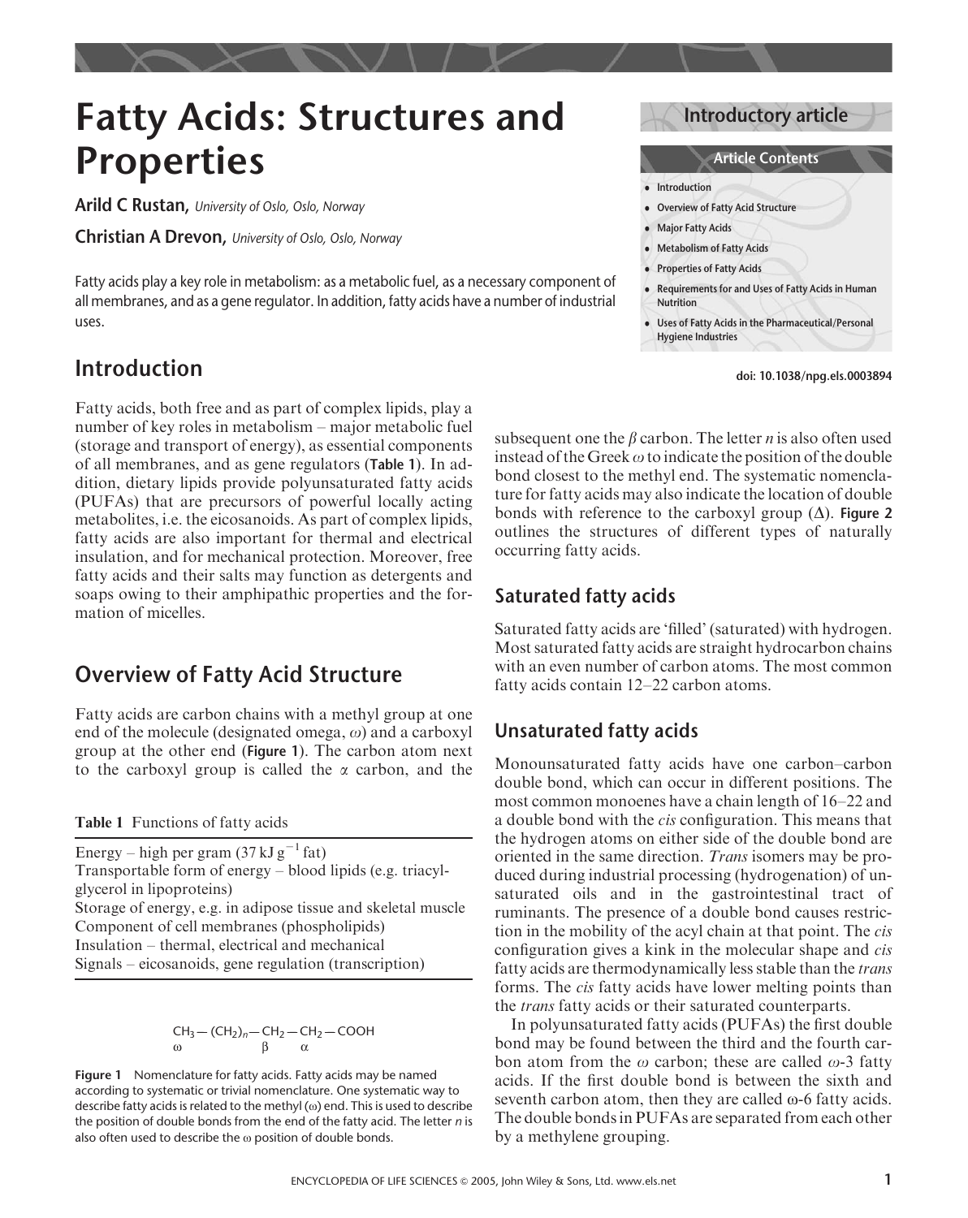# Fatty Acids: Structures and Properties

**Arild C Rustan**, *University of Oslo, Oslo, Norway*

**Christian A Drevon**, *University of Oslo, Oslo, Norway*

Fatty acids play a key role in metabolism: as a metabolic fuel, as a necessary component of all membranes, and as a gene regulator. In addition, fatty acids have a number of industrial uses.

**Introductory article**

**Article Contents**

- Introduction
- Overview of Fatty Acid Structure
- Major Fatty Acids
- Metabolism of Fatty Acids
- Properties of Fatty Acids
- Requirements for and Uses of Fatty Acids in Human Nutrition
- Uses of Fatty Acids in the Pharmaceutical/Personal Hygiene Industries

doi: 10.1038/npg.els.0003894

## Introduction

Fatty acids, both free and as part of complex lipids, play a number of key roles in metabolism – major metabolic fuel (storage and transport of energy), as essential components of all membranes, and as gene regulators (**Table 1**). In addition, dietary lipids provide polyunsaturated fatty acids (PUFAs) that are precursors of powerful locally acting metabolites, i.e. the eicosanoids. As part of complex lipids, fatty acids are also important for thermal and electrical insulation, and for mechanical protection. Moreover, free fatty acids and their salts may function as detergents and soaps owing to their amphipathic properties and the formation of micelles.

## Overview of Fatty Acid Structure

Fatty acids are carbon chains with a methyl group at one end of the molecule (designated omega, $\omega$) and a carboxyl group at the other end (**Figure 1**). The carbon atom next to the carboxyl group is called the $\alpha$ carbon, and the subsequent one the $\beta$ carbon. The letter *n* is also often used instead of the Greek $\omega$ to indicate the position of the double bond closest to the methyl end. The systematic nomenclature for fatty acids may also indicate the location of double bonds with reference to the carboxyl group ($\Delta$). **Figure 2** outlines the structures of different types of naturally occurring fatty acids.

**Table 1** Functions of fatty acids

| |
|---|
| Energy – high per gram ($37\ \text{kJ g}^{-1}$ fat) |
| Transportable form of energy – blood lipids (e.g. triacylglycerol in lipoproteins) |
| Storage of energy, e.g. in adipose tissue and skeletal muscle |
| Component of cell membranes (phospholipids) |
| Insulation – thermal, electrical and mechanical |
| Signals – eicosanoids, gene regulation (transcription) |

$$\underset{\omega}{CH_3}-(CH_2)_n-\underset{\beta}{CH_2}-\underset{\alpha}{CH_2}-COOH$$

**Figure 1** Nomenclature for fatty acids. Fatty acids may be named according to systematic or trivial nomenclature. One systematic way to describe fatty acids is related to the methyl ($\omega$) end. This is used to describe the position of double bonds from the end of the fatty acid. The letter *n* is also often used to describe the $\omega$ position of double bonds.

### Saturated fatty acids

Saturated fatty acids are 'filled' (saturated) with hydrogen. Most saturated fatty acids are straight hydrocarbon chains with an even number of carbon atoms. The most common fatty acids contain 12–22 carbon atoms.

### Unsaturated fatty acids

Monounsaturated fatty acids have one carbon–carbon double bond, which can occur in different positions. The most common monoenes have a chain length of 16–22 and a double bond with the *cis* configuration. This means that the hydrogen atoms on either side of the double bond are oriented in the same direction. *Trans* isomers may be produced during industrial processing (hydrogenation) of unsaturated oils and in the gastrointestinal tract of ruminants. The presence of a double bond causes restriction in the mobility of the acyl chain at that point. The *cis* configuration gives a kink in the molecular shape and *cis* fatty acids are thermodynamically less stable than the *trans* forms. The *cis* fatty acids have lower melting points than the *trans* fatty acids or their saturated counterparts.

In polyunsaturated fatty acids (PUFAs) the first double bond may be found between the third and the fourth carbon atom from the $\omega$ carbon; these are called $\omega$-3 fatty acids. If the first double bond is between the sixth and seventh carbon atom, then they are called $\omega$-6 fatty acids. The double bonds in PUFAs are separated from each other by a methylene grouping.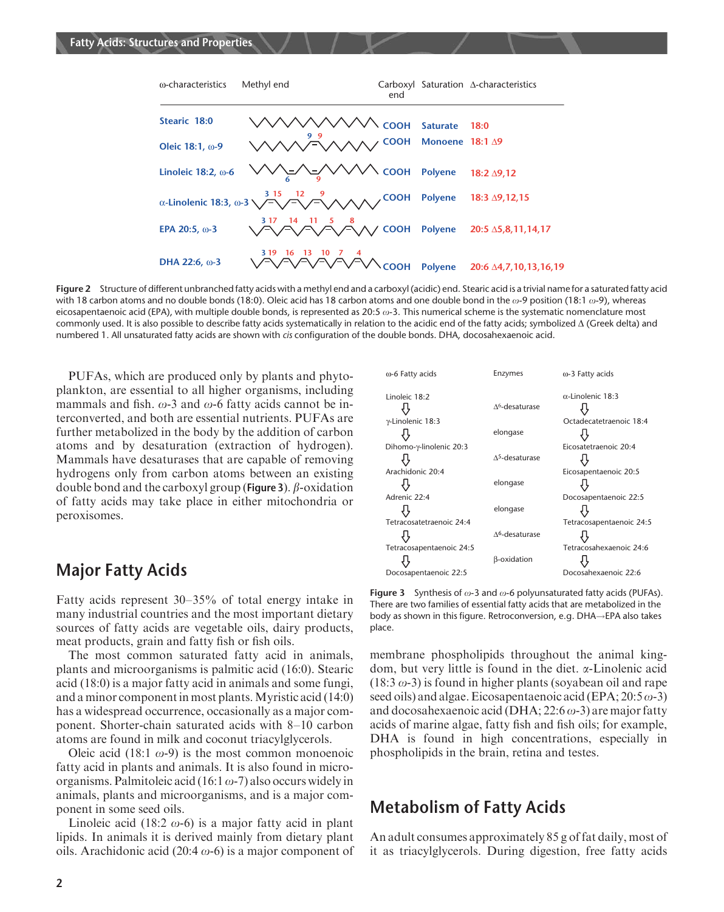| ω-characteristics | Methyl end | Carboxyl end | Saturation | Δ-characteristics |
|---|---|---|---|---|
| Stearic 18:0 | | COOH | Saturate | 18:0 |
| Oleic 18:1, ω-9 | 9 9 | COOH | Monoene | 18:1 Δ9 |
| Linoleic 18:2, ω-6 | 6 9 | COOH | Polyene | 18:2 Δ9,12 |
| α-Linolenic 18:3, ω-3 | 3 15 12 9 | COOH | Polyene | 18:3 Δ9,12,15 |
| EPA 20:5, ω-3 | 3 17 14 11 5 8 | COOH | Polyene | 20:5 Δ5,8,11,14,17 |
| DHA 22:6, ω-3 | 3 19 16 13 10 7 4 | COOH | Polyene | 20:6 Δ4,7,10,13,16,19 |

**Figure 2** Structure of different unbranched fatty acids with a methyl end and a carboxyl (acidic) end. Stearic acid is a trivial name for a saturated fatty acid with 18 carbon atoms and no double bonds (18:0). Oleic acid has 18 carbon atoms and one double bond in the $\omega$-9 position (18:1 $\omega$-9), whereas eicosapentaenoic acid (EPA), with multiple double bonds, is represented as 20:5 $\omega$-3. This numerical scheme is the systematic nomenclature most commonly used. It is also possible to describe fatty acids systematically in relation to the acidic end of the fatty acids; symbolized Δ (Greek delta) and numbered 1. All unsaturated fatty acids are shown with *cis* configuration of the double bonds. DHA, docosahexaenoic acid.

PUFAs, which are produced only by plants and phytoplankton, are essential to all higher organisms, including mammals and fish. $\omega$-3 and $\omega$-6 fatty acids cannot be interconverted, and both are essential nutrients. PUFAs are further metabolized in the body by the addition of carbon atoms and by desaturation (extraction of hydrogen). Mammals have desaturases that are capable of removing hydrogens only from carbon atoms between an existing double bond and the carboxyl group (**Figure 3**). $\beta$-oxidation of fatty acids may take place in either mitochondria or peroxisomes.

| ω-6 Fatty acids | Enzymes | ω-3 Fatty acids |
|---|---|---|
| Linoleic 18:2 | | α-Linolenic 18:3 |
| ⇩ | $\Delta^6$-desaturase | ⇩ |
| γ-Linolenic 18:3 | | Octadecatetraenoic 18:4 |
| ⇩ | elongase | ⇩ |
| Dihomo-γ-linolenic 20:3 | | Eicosatetraenoic 20:4 |
| ⇩ | $\Delta^5$-desaturase | ⇩ |
| Arachidonic 20:4 | | Eicosapentaenoic 20:5 |
| ⇩ | elongase | ⇩ |
| Adrenic 22:4 | | Docosapentaenoic 22:5 |
| ⇩ | elongase | ⇩ |
| Tetracosatetraenoic 24:4 | | Tetracosapentaenoic 24:5 |
| ⇩ | $\Delta^6$-desaturase | ⇩ |
| Tetracosapentaenoic 24:5 | | Tetracosahexaenoic 24:6 |
| ⇩ | β-oxidation | ⇩ |
| Docosapentaenoic 22:5 | | Docosahexaenoic 22:6 |

**Figure 3** Synthesis of $\omega$-3 and $\omega$-6 polyunsaturated fatty acids (PUFAs). There are two families of essential fatty acids that are metabolized in the body as shown in this figure. Retroconversion, e.g. DHA→EPA also takes place.

## Major Fatty Acids

Fatty acids represent 30–35% of total energy intake in many industrial countries and the most important dietary sources of fatty acids are vegetable oils, dairy products, meat products, grain and fatty fish or fish oils.

The most common saturated fatty acid in animals, plants and microorganisms is palmitic acid (16:0). Stearic acid (18:0) is a major fatty acid in animals and some fungi, and a minor component in most plants. Myristic acid (14:0) has a widespread occurrence, occasionally as a major component. Shorter-chain saturated acids with 8–10 carbon atoms are found in milk and coconut triacylglycerols.

Oleic acid (18:1 $\omega$-9) is the most common monoenoic fatty acid in plants and animals. It is also found in microorganisms. Palmitoleic acid (16:1 $\omega$-7) also occurs widely in animals, plants and microorganisms, and is a major component in some seed oils.

Linoleic acid (18:2 $\omega$-6) is a major fatty acid in plant lipids. In animals it is derived mainly from dietary plant oils. Arachidonic acid (20:4 $\omega$-6) is a major component of membrane phospholipids throughout the animal kingdom, but very little is found in the diet. α-Linolenic acid (18:3 $\omega$-3) is found in higher plants (soyabean oil and rape seed oils) and algae. Eicosapentaenoic acid (EPA; 20:5 $\omega$-3) and docosahexaenoic acid (DHA; 22:6 $\omega$-3) are major fatty acids of marine algae, fatty fish and fish oils; for example, DHA is found in high concentrations, especially in phospholipids in the brain, retina and testes.

## Metabolism of Fatty Acids

An adult consumes approximately 85 g of fat daily, most of it as triacylglycerols. During digestion, free fatty acids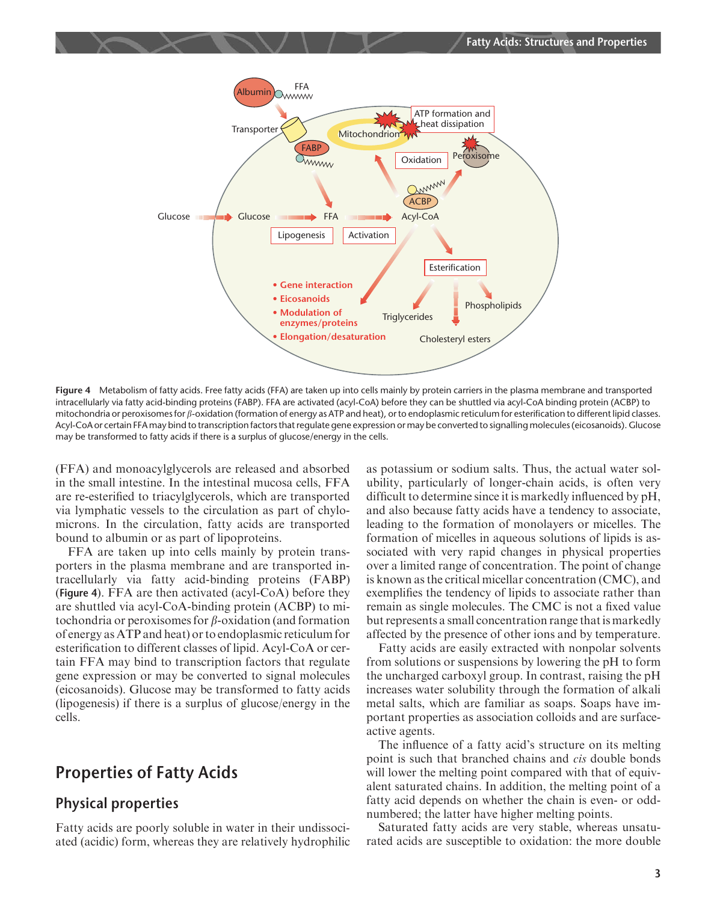Albumin

FFA

Transporter

Mitochondrion

ATP formation and heat dissipation

FABP

Oxidation

Peroxisome

ACBP

Glucose

Glucose

FFA

Acyl-CoA

Lipogenesis

Activation

Esterification

• Gene interaction
• Eicosanoids
• Modulation of enzymes/proteins
• Elongation/desaturation

Triglycerides

Phospholipids

Cholesteryl esters

**Figure 4** Metabolism of fatty acids. Free fatty acids (FFA) are taken up into cells mainly by protein carriers in the plasma membrane and transported intracellularly via fatty acid-binding proteins (FABP). FFA are activated (acyl-CoA) before they can be shuttled via acyl-CoA binding protein (ACBP) to mitochondria or peroxisomes for $\beta$-oxidation (formation of energy as ATP and heat), or to endoplasmic reticulum for esterification to different lipid classes. Acyl-CoA or certain FFA may bind to transcription factors that regulate gene expression or may be converted to signalling molecules (eicosanoids). Glucose may be transformed to fatty acids if there is a surplus of glucose/energy in the cells.

(FFA) and monoacylglycerols are released and absorbed in the small intestine. In the intestinal mucosa cells, FFA are re-esterified to triacylglycerols, which are transported via lymphatic vessels to the circulation as part of chylomicrons. In the circulation, fatty acids are transported bound to albumin or as part of lipoproteins.

FFA are taken up into cells mainly by protein transporters in the plasma membrane and are transported intracellularly via fatty acid-binding proteins (FABP) (**Figure 4**). FFA are then activated (acyl-CoA) before they are shuttled via acyl-CoA-binding protein (ACBP) to mitochondria or peroxisomes for $\beta$-oxidation (and formation of energy as ATP and heat) or to endoplasmic reticulum for esterification to different classes of lipid. Acyl-CoA or certain FFA may bind to transcription factors that regulate gene expression or may be converted to signal molecules (eicosanoids). Glucose may be transformed to fatty acids (lipogenesis) if there is a surplus of glucose/energy in the cells.

## Properties of Fatty Acids

### Physical properties

Fatty acids are poorly soluble in water in their undissociated (acidic) form, whereas they are relatively hydrophilic as potassium or sodium salts. Thus, the actual water solubility, particularly of longer-chain acids, is often very difficult to determine since it is markedly influenced by pH, and also because fatty acids have a tendency to associate, leading to the formation of monolayers or micelles. The formation of micelles in aqueous solutions of lipids is associated with very rapid changes in physical properties over a limited range of concentration. The point of change is known as the critical micellar concentration (CMC), and exemplifies the tendency of lipids to associate rather than remain as single molecules. The CMC is not a fixed value but represents a small concentration range that is markedly affected by the presence of other ions and by temperature.

Fatty acids are easily extracted with nonpolar solvents from solutions or suspensions by lowering the pH to form the uncharged carboxyl group. In contrast, raising the pH increases water solubility through the formation of alkali metal salts, which are familiar as soaps. Soaps have important properties as association colloids and are surface-active agents.

The influence of a fatty acid's structure on its melting point is such that branched chains and *cis* double bonds will lower the melting point compared with that of equivalent saturated chains. In addition, the melting point of a fatty acid depends on whether the chain is even- or odd-numbered; the latter have higher melting points.

Saturated fatty acids are very stable, whereas unsaturated acids are susceptible to oxidation: the more double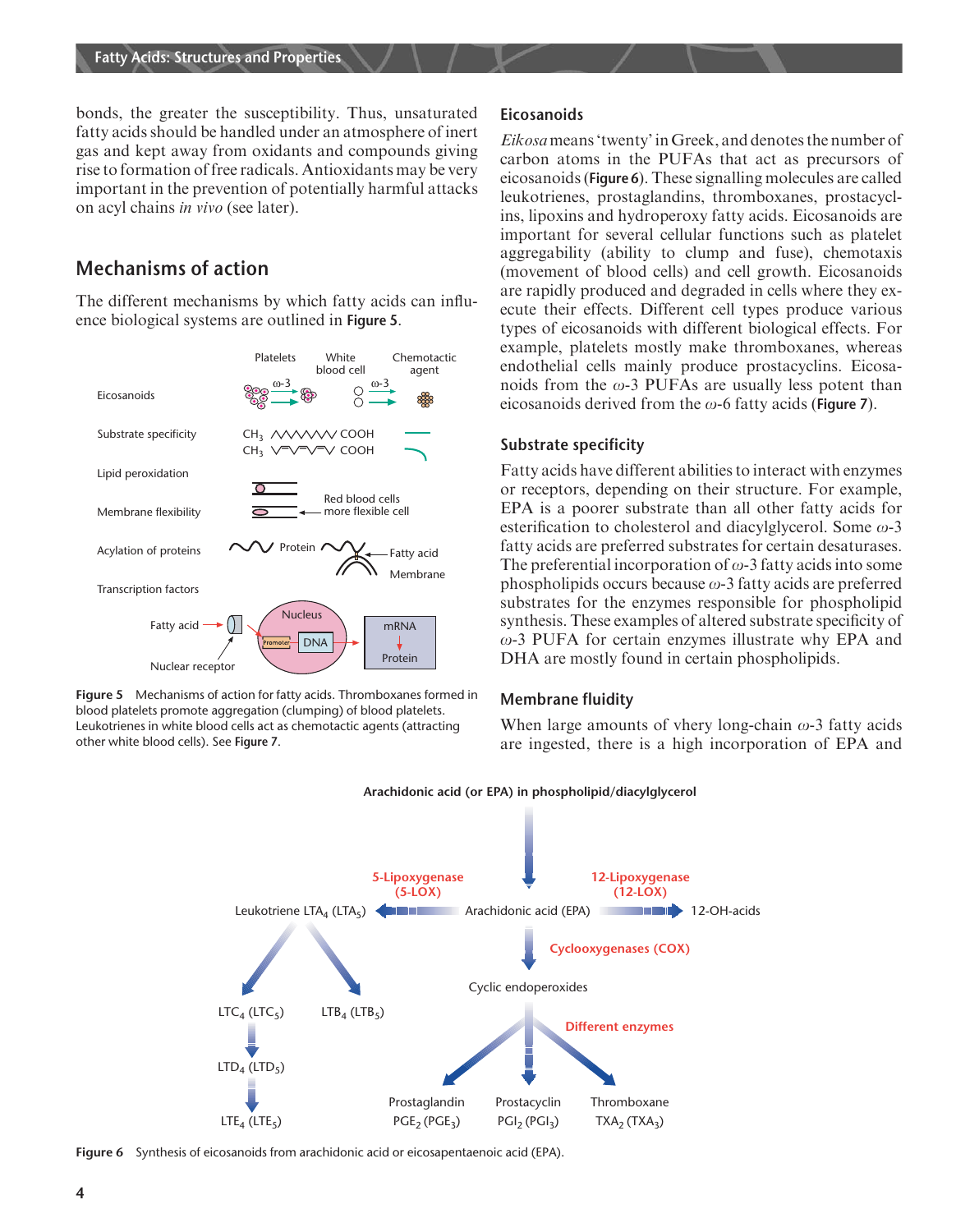bonds, the greater the susceptibility. Thus, unsaturated fatty acids should be handled under an atmosphere of inert gas and kept away from oxidants and compounds giving rise to formation of free radicals. Antioxidants may be very important in the prevention of potentially harmful attacks on acyl chains *in vivo* (see later).

## Mechanisms of action

The different mechanisms by which fatty acids can influence biological systems are outlined in **Figure 5**.

**Figure 5** Mechanisms of action for fatty acids. Thromboxanes formed in blood platelets promote aggregation (clumping) of blood platelets. Leukotrienes in white blood cells act as chemotactic agents (attracting other white blood cells). See **Figure 7**.

### Eicosanoids

*Eikosa* means 'twenty' in Greek, and denotes the number of carbon atoms in the PUFAs that act as precursors of eicosanoids (**Figure 6**). These signalling molecules are called leukotrienes, prostaglandins, thromboxanes, prostacyclins, lipoxins and hydroperoxy fatty acids. Eicosanoids are important for several cellular functions such as platelet aggregability (ability to clump and fuse), chemotaxis (movement of blood cells) and cell growth. Eicosanoids are rapidly produced and degraded in cells where they execute their effects. Different cell types produce various types of eicosanoids with different biological effects. For example, platelets mostly make thromboxanes, whereas endothelial cells mainly produce prostacyclins. Eicosanoids from the $\omega$-3 PUFAs are usually less potent than eicosanoids derived from the $\omega$-6 fatty acids (**Figure 7**).

### Substrate specificity

Fatty acids have different abilities to interact with enzymes or receptors, depending on their structure. For example, EPA is a poorer substrate than all other fatty acids for esterification to cholesterol and diacylglycerol. Some $\omega$-3 fatty acids are preferred substrates for certain desaturases. The preferential incorporation of $\omega$-3 fatty acids into some phospholipids occurs because $\omega$-3 fatty acids are preferred substrates for the enzymes responsible for phospholipid synthesis. These examples of altered substrate specificity of $\omega$-3 PUFA for certain enzymes illustrate why EPA and DHA are mostly found in certain phospholipids.

### Membrane fluidity

When large amounts of vhery long-chain $\omega$-3 fatty acids are ingested, there is a high incorporation of EPA and

**Figure 6** Synthesis of eicosanoids from arachidonic acid or eicosapentaenoic acid (EPA).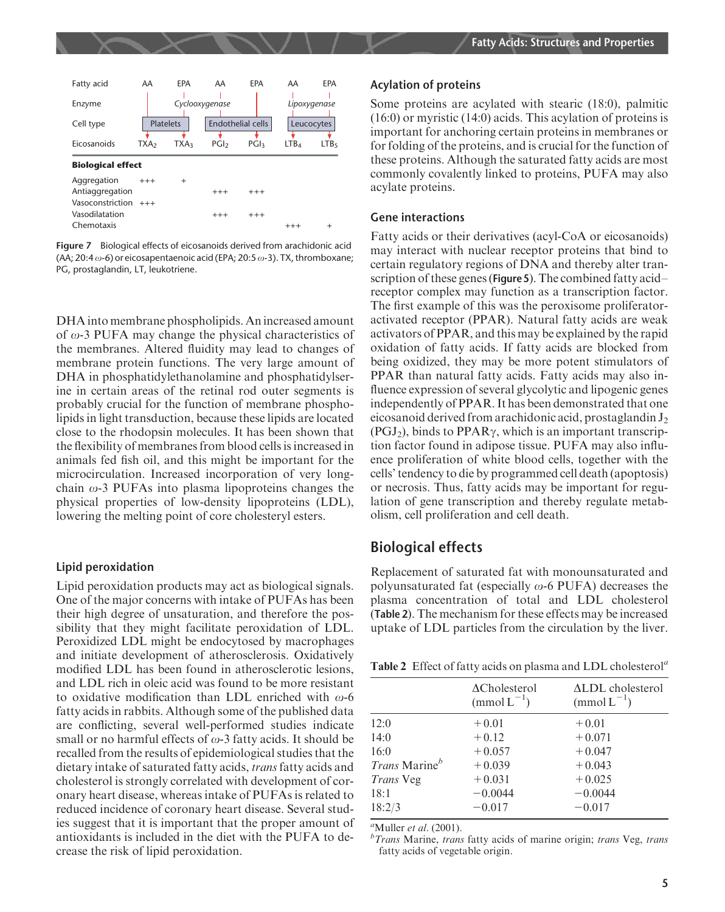| Fatty acid | AA | EPA | AA | EPA | AA | EPA |
|---|---|---|---|---|---|---|
| Enzyme | Cyclooxygenase | | | | Lipoxygenase | |
| Cell type | Platelets | | Endothelial cells | | Leucocytes | |
| Eicosanoids | $TXA_2$ | $TXA_3$ | $PGI_2$ | $PGI_3$ | $LTB_4$ | $LTB_5$ |
| **Biological effect** | | | | | | |
| Aggregation | +++ | + | | | | |
| Antiaggregation | | | +++ | +++ | | |
| Vasoconstriction | +++ | | | | | |
| Vasodilatation | | | +++ | +++ | | |
| Chemotaxis | | | | | +++ | + |

**Figure 7** Biological effects of eicosanoids derived from arachidonic acid (AA; 20:4 $\omega$-6) or eicosapentaenoic acid (EPA; 20:5 $\omega$-3). TX, thromboxane; PG, prostaglandin, LT, leukotriene.

DHA into membrane phospholipids. An increased amount of $\omega$-3 PUFA may change the physical characteristics of the membranes. Altered fluidity may lead to changes of membrane protein functions. The very large amount of DHA in phosphatidylethanolamine and phosphatidylserine in certain areas of the retinal rod outer segments is probably crucial for the function of membrane phospholipids in light transduction, because these lipids are located close to the rhodopsin molecules. It has been shown that the flexibility of membranes from blood cells is increased in animals fed fish oil, and this might be important for the microcirculation. Increased incorporation of very long-chain $\omega$-3 PUFAs into plasma lipoproteins changes the physical properties of low-density lipoproteins (LDL), lowering the melting point of core cholesteryl esters.

### Lipid peroxidation

Lipid peroxidation products may act as biological signals. One of the major concerns with intake of PUFAs has been their high degree of unsaturation, and therefore the possibility that they might facilitate peroxidation of LDL. Peroxidized LDL might be endocytosed by macrophages and initiate development of atherosclerosis. Oxidatively modified LDL has been found in atherosclerotic lesions, and LDL rich in oleic acid was found to be more resistant to oxidative modification than LDL enriched with $\omega$-6 fatty acids in rabbits. Although some of the published data are conflicting, several well-performed studies indicate small or no harmful effects of $\omega$-3 fatty acids. It should be recalled from the results of epidemiological studies that the dietary intake of saturated fatty acids, *trans* fatty acids and cholesterol is strongly correlated with development of coronary heart disease, whereas intake of PUFAs is related to reduced incidence of coronary heart disease. Several studies suggest that it is important that the proper amount of antioxidants is included in the diet with the PUFA to decrease the risk of lipid peroxidation.

### Acylation of proteins

Some proteins are acylated with stearic (18:0), palmitic (16:0) or myristic (14:0) acids. This acylation of proteins is important for anchoring certain proteins in membranes or for folding of the proteins, and is crucial for the function of these proteins. Although the saturated fatty acids are most commonly covalently linked to proteins, PUFA may also acylate proteins.

### Gene interactions

Fatty acids or their derivatives (acyl-CoA or eicosanoids) may interact with nuclear receptor proteins that bind to certain regulatory regions of DNA and thereby alter transcription of these genes (**Figure 5**). The combined fatty acid–receptor complex may function as a transcription factor. The first example of this was the peroxisome proliferator-activated receptor (PPAR). Natural fatty acids are weak activators of PPAR, and this may be explained by the rapid oxidation of fatty acids. If fatty acids are blocked from being oxidized, they may be more potent stimulators of PPAR than natural fatty acids. Fatty acids may also influence expression of several glycolytic and lipogenic genes independently of PPAR. It has been demonstrated that one eicosanoid derived from arachidonic acid, prostaglandin $J_2$ ($PGJ_2$), binds to PPAR$\gamma$, which is an important transcription factor found in adipose tissue. PUFA may also influence proliferation of white blood cells, together with the cells' tendency to die by programmed cell death (apoptosis) or necrosis. Thus, fatty acids may be important for regulation of gene transcription and thereby regulate metabolism, cell proliferation and cell death.

## Biological effects

Replacement of saturated fat with monounsaturated and polyunsaturated fat (especially $\omega$-6 PUFA) decreases the plasma concentration of total and LDL cholesterol (**Table 2**). The mechanism for these effects may be increased uptake of LDL particles from the circulation by the liver.

**Table 2** Effect of fatty acids on plasma and LDL cholesterol[a]

| | ΔCholesterol (mmol $L^{-1}$) | ΔLDL cholesterol (mmol $L^{-1}$) |
|---|---|---|
| 12:0 | +0.01 | +0.01 |
| 14:0 | +0.12 | +0.071 |
| 16:0 | +0.057 | +0.047 |
| *Trans* Marine[b] | +0.039 | +0.043 |
| *Trans* Veg | +0.031 | +0.025 |
| 18:1 | −0.0044 | −0.0044 |
| 18:2/3 | −0.017 | −0.017 |

[a]Muller *et al*. (2001).
[b]*Trans* Marine, *trans* fatty acids of marine origin; *trans* Veg, *trans* fatty acids of vegetable origin.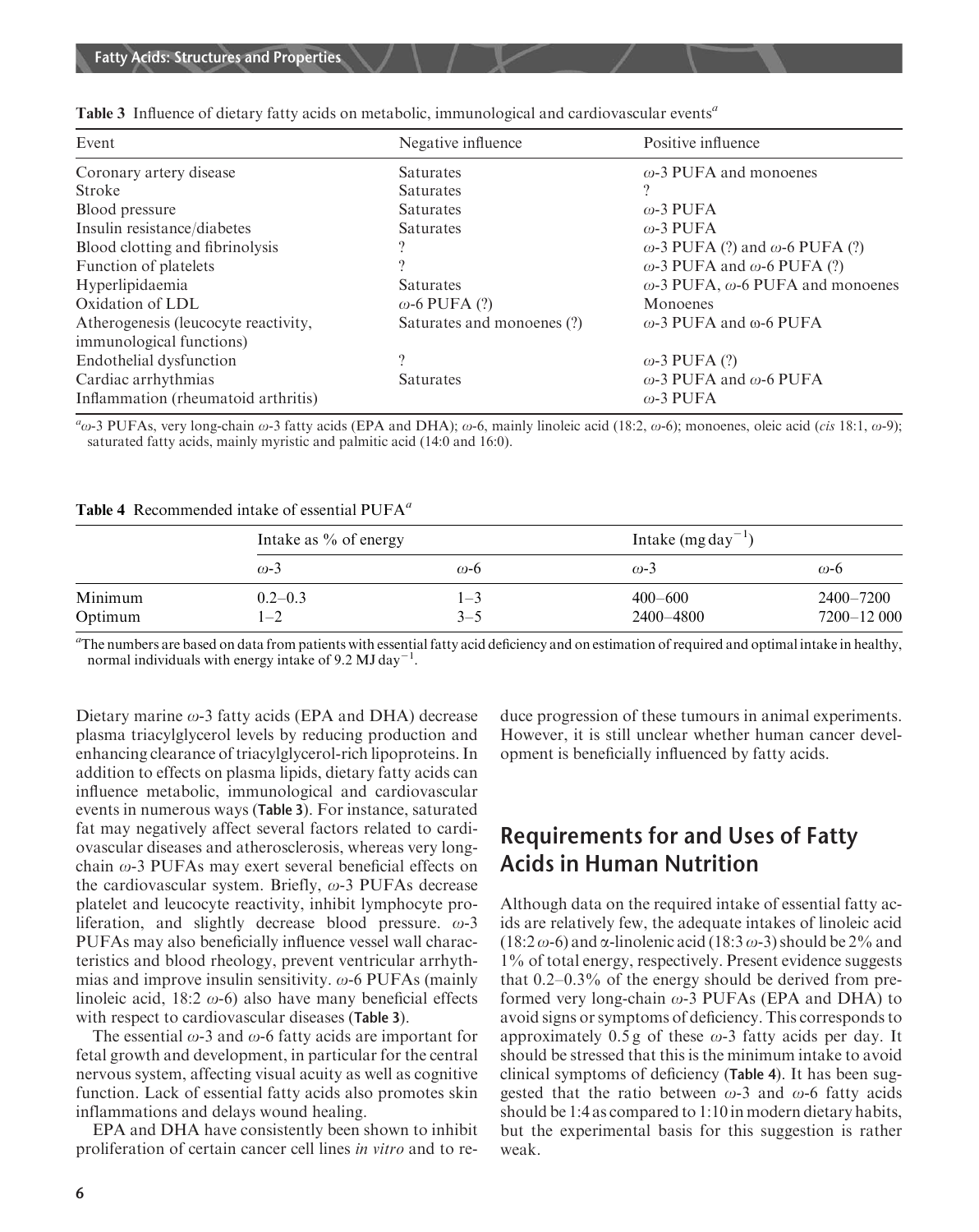**Table 3** Influence of dietary fatty acids on metabolic, immunological and cardiovascular events[a]

| Event | Negative influence | Positive influence |
|---|---|---|
| Coronary artery disease | Saturates | ω-3 PUFA and monoenes |
| Stroke | Saturates | ? |
| Blood pressure | Saturates | ω-3 PUFA |
| Insulin resistance/diabetes | Saturates | ω-3 PUFA |
| Blood clotting and fibrinolysis | ? | ω-3 PUFA (?) and ω-6 PUFA (?) |
| Function of platelets | ? | ω-3 PUFA and ω-6 PUFA (?) |
| Hyperlipidaemia | Saturates | ω-3 PUFA, ω-6 PUFA and monoenes |
| Oxidation of LDL | ω-6 PUFA (?) | Monoenes |
| Atherogenesis (leucocyte reactivity, immunological functions) | Saturates and monoenes (?) | ω-3 PUFA and ω-6 PUFA |
| Endothelial dysfunction | ? | ω-3 PUFA (?) |
| Cardiac arrhythmias | Saturates | ω-3 PUFA and ω-6 PUFA |
| Inflammation (rheumatoid arthritis) | | ω-3 PUFA |

[a]ω-3 PUFAs, very long-chain ω-3 fatty acids (EPA and DHA); ω-6, mainly linoleic acid (18:2, ω-6); monoenes, oleic acid (*cis* 18:1, ω-9); saturated fatty acids, mainly myristic and palmitic acid (14:0 and 16:0).

**Table 4** Recommended intake of essential PUFA[a]

| | Intake as % of energy | | Intake ($mg\,day^{-1}$) | |
|---|---|---|---|---|
| | ω-3 | ω-6 | ω-3 | ω-6 |
| Minimum | 0.2–0.3 | 1–3 | 400–600 | 2400–7200 |
| Optimum | 1–2 | 3–5 | 2400–4800 | 7200–12 000 |

[a]The numbers are based on data from patients with essential fatty acid deficiency and on estimation of required and optimal intake in healthy, normal individuals with energy intake of 9.2 MJ $day^{-1}$.

Dietary marine ω-3 fatty acids (EPA and DHA) decrease plasma triacylglycerol levels by reducing production and enhancing clearance of triacylglycerol-rich lipoproteins. In addition to effects on plasma lipids, dietary fatty acids can influence metabolic, immunological and cardiovascular events in numerous ways (**Table 3**). For instance, saturated fat may negatively affect several factors related to cardiovascular diseases and atherosclerosis, whereas very long-chain ω-3 PUFAs may exert several beneficial effects on the cardiovascular system. Briefly, ω-3 PUFAs decrease platelet and leucocyte reactivity, inhibit lymphocyte proliferation, and slightly decrease blood pressure. ω-3 PUFAs may also beneficially influence vessel wall characteristics and blood rheology, prevent ventricular arrhythmias and improve insulin sensitivity. ω-6 PUFAs (mainly linoleic acid, 18:2 ω-6) also have many beneficial effects with respect to cardiovascular diseases (**Table 3**).

The essential ω-3 and ω-6 fatty acids are important for fetal growth and development, in particular for the central nervous system, affecting visual acuity as well as cognitive function. Lack of essential fatty acids also promotes skin inflammations and delays wound healing.

EPA and DHA have consistently been shown to inhibit proliferation of certain cancer cell lines *in vitro* and to reduce progression of these tumours in animal experiments. However, it is still unclear whether human cancer development is beneficially influenced by fatty acids.

## Requirements for and Uses of Fatty Acids in Human Nutrition

Although data on the required intake of essential fatty acids are relatively few, the adequate intakes of linoleic acid (18:2 ω-6) and α-linolenic acid (18:3 ω-3) should be 2% and 1% of total energy, respectively. Present evidence suggests that 0.2–0.3% of the energy should be derived from preformed very long-chain ω-3 PUFAs (EPA and DHA) to avoid signs or symptoms of deficiency. This corresponds to approximately 0.5 g of these ω-3 fatty acids per day. It should be stressed that this is the minimum intake to avoid clinical symptoms of deficiency (**Table 4**). It has been suggested that the ratio between ω-3 and ω-6 fatty acids should be 1:4 as compared to 1:10 in modern dietary habits, but the experimental basis for this suggestion is rather weak.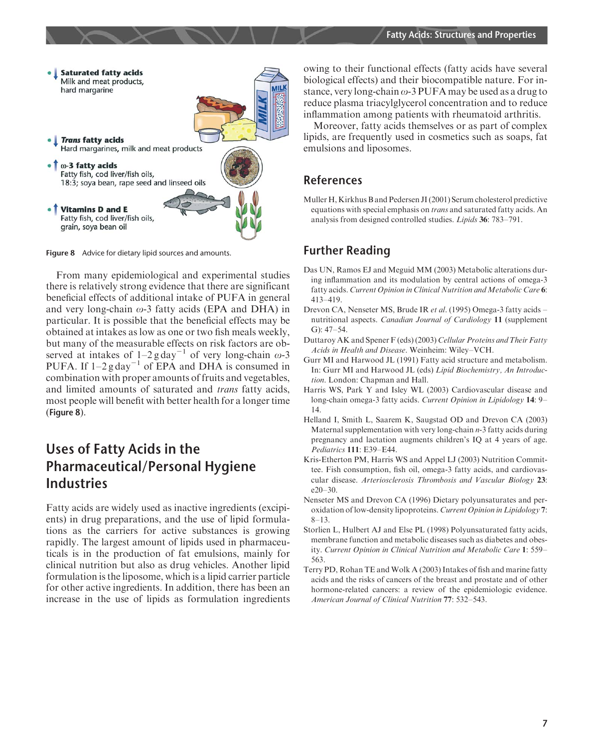• ↓ **Saturated fatty acids**
Milk and meat products, hard margarine

• ↓ ***Trans* fatty acids**
Hard margarines, milk and meat products

• ↑ **ω-3 fatty acids**
Fatty fish, cod liver/fish oils, 18:3; soya bean, rape seed and linseed oils

• ↑ **Vitamins D and E**
Fatty fish, cod liver/fish oils, grain, soya bean oil

MILK

MILK

**Figure 8** Advice for dietary lipid sources and amounts.

From many epidemiological and experimental studies there is relatively strong evidence that there are significant beneficial effects of additional intake of PUFA in general and very long-chain $\omega$-3 fatty acids (EPA and DHA) in particular. It is possible that the beneficial effects may be obtained at intakes as low as one or two fish meals weekly, but many of the measurable effects on risk factors are observed at intakes of $1–2\,\mathrm{g\,day^{-1}}$ of very long-chain $\omega$-3 PUFA. If $1–2\,\mathrm{g\,day^{-1}}$ of EPA and DHA is consumed in combination with proper amounts of fruits and vegetables, and limited amounts of saturated and *trans* fatty acids, most people will benefit with better health for a longer time (**Figure 8**).

## Uses of Fatty Acids in the Pharmaceutical/Personal Hygiene Industries

Fatty acids are widely used as inactive ingredients (excipients) in drug preparations, and the use of lipid formulations as the carriers for active substances is growing rapidly. The largest amount of lipids used in pharmaceuticals is in the production of fat emulsions, mainly for clinical nutrition but also as drug vehicles. Another lipid formulation is the liposome, which is a lipid carrier particle for other active ingredients. In addition, there has been an increase in the use of lipids as formulation ingredients owing to their functional effects (fatty acids have several biological effects) and their biocompatible nature. For instance, very long-chain $\omega$-3 PUFA may be used as a drug to reduce plasma triacylglycerol concentration and to reduce inflammation among patients with rheumatoid arthritis.

Moreover, fatty acids themselves or as part of complex lipids, are frequently used in cosmetics such as soaps, fat emulsions and liposomes.

## References

Muller H, Kirkhus B and Pedersen JI (2001) Serum cholesterol predictive equations with special emphasis on *trans* and saturated fatty acids. An analysis from designed controlled studies. *Lipids* **36**: 783–791.

## Further Reading

Das UN, Ramos EJ and Meguid MM (2003) Metabolic alterations during inflammation and its modulation by central actions of omega-3 fatty acids. *Current Opinion in Clinical Nutrition and Metabolic Care* **6**: 413–419.

Drevon CA, Nenseter MS, Brude IR *et al*. (1995) Omega-3 fatty acids – nutritional aspects. *Canadian Journal of Cardiology* **11** (supplement G): 47–54.

Duttaroy AK and Spener F (eds) (2003) *Cellular Proteins and Their Fatty Acids in Health and Disease*. Weinheim: Wiley–VCH.

Gurr MI and Harwood JL (1991) Fatty acid structure and metabolism. In: Gurr MI and Harwood JL (eds) *Lipid Biochemistry, An Introduction*. London: Chapman and Hall.

Harris WS, Park Y and Isley WL (2003) Cardiovascular disease and long-chain omega-3 fatty acids. *Current Opinion in Lipidology* **14**: 9–14.

Helland I, Smith L, Saarem K, Saugstad OD and Drevon CA (2003) Maternal supplementation with very long-chain *n*-3 fatty acids during pregnancy and lactation augments children's IQ at 4 years of age. *Pediatrics* **111**: E39–E44.

Kris-Etherton PM, Harris WS and Appel LJ (2003) Nutrition Committee. Fish consumption, fish oil, omega-3 fatty acids, and cardiovascular disease. *Arteriosclerosis Thrombosis and Vascular Biology* **23**: e20–30.

Nenseter MS and Drevon CA (1996) Dietary polyunsaturates and peroxidation of low-density lipoproteins. *Current Opinion in Lipidology* **7**: 8–13.

Storlien L, Hulbert AJ and Else PL (1998) Polyunsaturated fatty acids, membrane function and metabolic diseases such as diabetes and obesity. *Current Opinion in Clinical Nutrition and Metabolic Care* **1**: 559–563.

Terry PD, Rohan TE and Wolk A (2003) Intakes of fish and marine fatty acids and the risks of cancers of the breast and prostate and of other hormone-related cancers: a review of the epidemiologic evidence. *American Journal of Clinical Nutrition* **77**: 532–543.